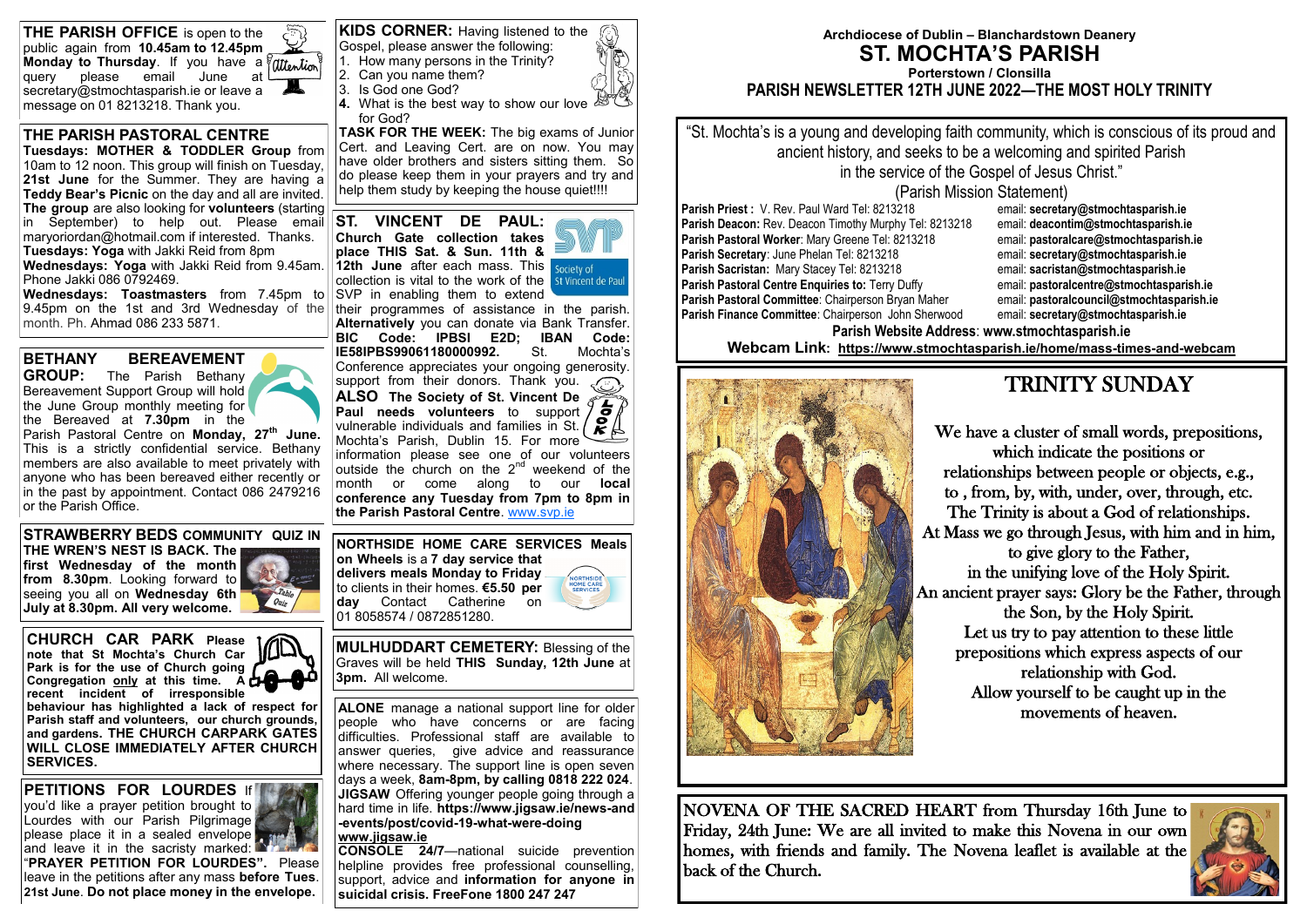**Archdiocese of Dublin – Blanchardstown Deanery**

# ST. MOCHTA'S PARISH

**Porterstown / Clonsilla**

## PARISH NEWSLETTER 12TH JUNE 2022—THE MOST HOLY TRINITY

"St. Mochta's is a young and developing faith community, which is conscious of its proud and ancient history, and seeks to be a welcoming and spirited Parish in the service of the Gospel of Jesus Christ."
(Parish Mission Statement)

| | |
|---|---|
| **Parish Priest :** V. Rev. Paul Ward Tel: 8213218 | email: **secretary@stmochtasparish.ie** |
| **Parish Deacon:** Rev. Deacon Timothy Murphy Tel: 8213218 | email: **deacontim@stmochtasparish.ie** |
| **Parish Pastoral Worker**: Mary Greene Tel: 8213218 | email: **pastoralcare@stmochtasparish.ie** |
| **Parish Secretary**: June Phelan Tel: 8213218 | email: **secretary@stmochtasparish.ie** |
| **Parish Sacristan:** Mary Stacey Tel: 8213218 | email: **sacristan@stmochtasparish.ie** |
| **Parish Pastoral Centre Enquiries to:** Terry Duffy | email: **pastoralcentre@stmochtasparish.ie** |
| **Parish Pastoral Committee**: Chairperson Bryan Maher | email: **pastoralcouncil@stmochtasparish.ie** |
| **Parish Finance Committee**: Chairperson John Sherwood | email: **secretary@stmochtasparish.ie** |

**Parish Website Address**: **www.stmochtasparish.ie**

**Webcam Link**: **https://www.stmochtasparish.ie/home/mass-times-and-webcam**

## TRINITY SUNDAY

We have a cluster of small words, prepositions, which indicate the positions or relationships between people or objects, e.g., to , from, by, with, under, over, through, etc.
The Trinity is about a God of relationships.
At Mass we go through Jesus, with him and in him, to give glory to the Father, in the unifying love of the Holy Spirit.
An ancient prayer says: Glory be the Father, through the Son, by the Holy Spirit.
Let us try to pay attention to these little prepositions which express aspects of our relationship with God.
Allow yourself to be caught up in the movements of heaven.

NOVENA OF THE SACRED HEART from Thursday 16th June to Friday, 24th June: We are all invited to make this Novena in our own homes, with friends and family. The Novena leaflet is available at the back of the Church.

**THE PARISH OFFICE** is open to the public again from **10.45am to 12.45pm Monday to Thursday**. If you have a query please email June at secretary@stmochtasparish.ie or leave a message on 01 8213218. Thank you.

### THE PARISH PASTORAL CENTRE

**Tuesdays: MOTHER & TODDLER Group** from 10am to 12 noon. This group will finish on Tuesday, **21st June** for the Summer. They are having a **Teddy Bear's Picnic** on the day and all are invited. **The group** are also looking for **volunteers** (starting in September) to help out. Please email maryoriordan@hotmail.com if interested. Thanks.
**Tuesdays: Yoga** with Jakki Reid from 8pm
**Wednesdays: Yoga** with Jakki Reid from 9.45am. Phone Jakki 086 0792469.
**Wednesdays: Toastmasters** from 7.45pm to 9.45pm on the 1st and 3rd Wednesday of the month. Ph. Ahmad 086 233 5871.

**BETHANY BEREAVEMENT GROUP:** The Parish Bethany Bereavement Support Group will hold the June Group monthly meeting for the Bereaved at **7.30pm** in the Parish Pastoral Centre on **Monday, 27th June.** This is a strictly confidential service. Bethany members are also available to meet privately with anyone who has been bereaved either recently or in the past by appointment. Contact 086 2479216 or the Parish Office.

**STRAWBERRY BEDS COMMUNITY QUIZ IN THE WREN'S NEST IS BACK. The first Wednesday of the month from 8.30pm**. Looking forward to seeing you all on **Wednesday 6th July at 8.30pm. All very welcome.**

**CHURCH CAR PARK Please note that St Mochta's Church Car Park is for the use of Church going Congregation only at this time. A recent incident of irresponsible behaviour has highlighted a lack of respect for Parish staff and volunteers, our church grounds, and gardens. THE CHURCH CARPARK GATES WILL CLOSE IMMEDIATELY AFTER CHURCH SERVICES.**

**PETITIONS FOR LOURDES** If you'd like a prayer petition brought to Lourdes with our Parish Pilgrimage please place it in a sealed envelope and leave it in the sacristy marked: "**PRAYER PETITION FOR LOURDES".** Please leave in the petitions after any mass **before Tues. 21st June**. **Do not place money in the envelope.**

**KIDS CORNER:** Having listened to the Gospel, please answer the following:
1. How many persons in the Trinity?
2. Can you name them?
3. Is God one God?
4. What is the best way to show our love for God?

**TASK FOR THE WEEK:** The big exams of Junior Cert. and Leaving Cert. are on now. You may have older brothers and sisters sitting them. So do please keep them in your prayers and try and help them study by keeping the house quiet!!!!

**ST. VINCENT DE PAUL: Church Gate collection takes place THIS Sat. & Sun. 11th & 12th June** after each mass. This collection is vital to the work of the SVP in enabling them to extend their programmes of assistance in the parish. **Alternatively** you can donate via Bank Transfer. **BIC Code: IPBSIE2D; IBAN Code: IE58IPBS99061180000992.** St. Mochta's Conference appreciates your ongoing generosity. Thank you for your support from their donors. Thank you.
**ALSO The Society of St. Vincent De Paul needs volunteers** to support vulnerable individuals and families in St. Mochta's Parish, Dublin 15. For more information please see one of our volunteers outside the church on the 2nd weekend of the month or come along to our **local conference any Tuesday from 7pm to 8pm in the Parish Pastoral Centre**. www.svp.ie

**NORTHSIDE HOME CARE SERVICES Meals on Wheels** is a **7 day service that delivers meals Monday to Friday** to clients in their homes. **€5.50 per day** Contact Catherine on 01 8058574 / 0872851280.

**MULHUDDART CEMETERY:** Blessing of the Graves will be held **THIS Sunday, 12th June** at **3pm.** All welcome.

**ALONE** manage a national support line for older people who have concerns or are facing difficulties. Professional staff are available to answer queries, give advice and reassurance where necessary. The support line is open seven days a week, **8am-8pm, by calling 0818 222 024**.
**JIGSAW** Offering younger people going through a hard time in life. **https://www.jigsaw.ie/news-and-events/post/covid-19-what-were-doing www.jigsaw.ie**
**CONSOLE 24/7**—national suicide prevention helpline provides free professional counselling, support, advice and **information for anyone in suicidal crisis. FreeFone 1800 247 247**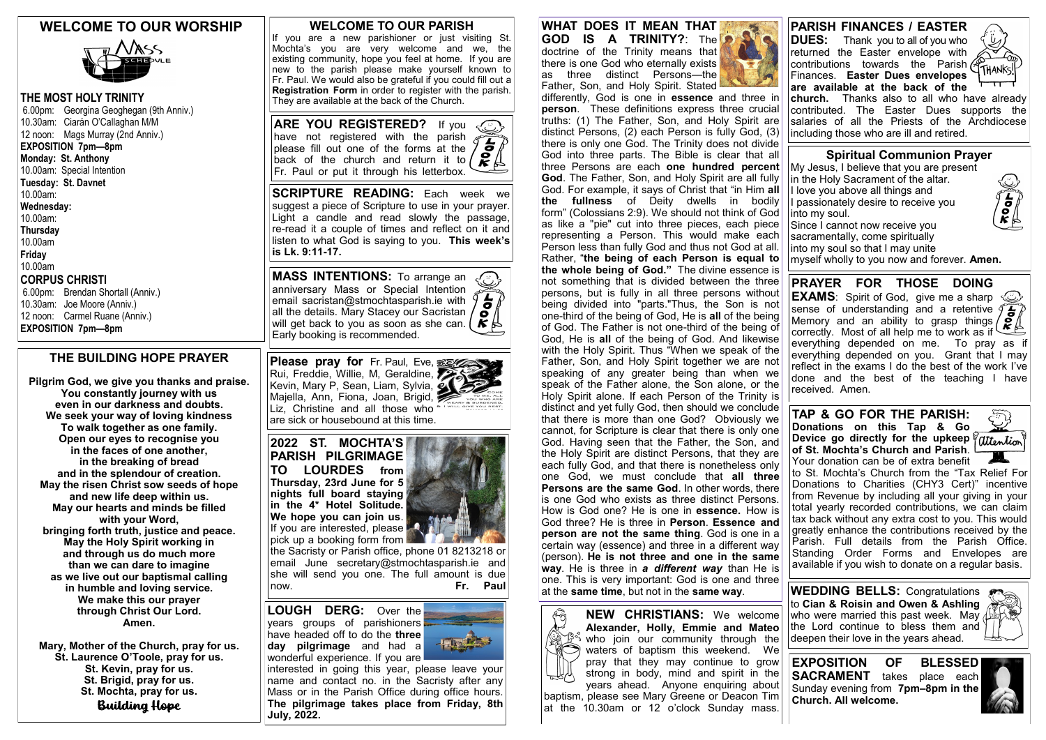## WELCOME TO OUR WORSHIP

### THE MOST HOLY TRINITY

6.00pm: Georgina Geoghegan (9th Anniv.)
10.30am: Ciarán O'Callaghan M/M
12 noon: Mags Murray (2nd Anniv.)

**EXPOSITION 7pm—8pm**

**Monday: St. Anthony**
10.00am: Special Intention

**Tuesday: St. Davnet**
10.00am:

**Wednesday:**
10.00am:

**Thursday**
10.00am

**Friday**
10.00am

### CORPUS CHRISTI

6.00pm: Brendan Shortall (Anniv.)
10.30am: Joe Moore (Anniv.)
12 noon: Carmel Ruane (Anniv.)

**EXPOSITION 7pm—8pm**

## THE BUILDING HOPE PRAYER

**Pilgrim God, we give you thanks and praise.**
**You constantly journey with us**
**even in our darkness and doubts.**
**We seek your way of loving kindness**
**To walk together as one family.**
**Open our eyes to recognise you**
**in the faces of one another,**
**in the breaking of bread**
**and in the splendour of creation.**
**May the risen Christ sow seeds of hope**
**and new life deep within us.**
**May our hearts and minds be filled**
**with your Word,**
**bringing forth truth, justice and peace.**
**May the Holy Spirit working in**
**and through us do much more**
**than we can dare to imagine**
**as we live out our baptismal calling**
**in humble and loving service.**
**We make this our prayer**
**through Christ Our Lord.**
**Amen.**

**Mary, Mother of the Church, pray for us.**
**St. Laurence O'Toole, pray for us.**
**St. Kevin, pray for us.**
**St. Brigid, pray for us.**
**St. Mochta, pray for us.**
**Building Hope**

## WELCOME TO OUR PARISH

If you are a new parishioner or just visiting St. Mochta's you are very welcome and we, the existing community, hope you feel at home. If you are new to the parish please make yourself known to Fr. Paul. We would also be grateful if you could fill out a **Registration Form** in order to register with the parish. They are available at the back of the Church.

**ARE YOU REGISTERED?** If you have not registered with the parish please fill out one of the forms at the back of the church and return it to Fr. Paul or put it through his letterbox.

**SCRIPTURE READING:** Each week we suggest a piece of Scripture to use in your prayer. Light a candle and read slowly the passage, re-read it a couple of times and reflect on it and listen to what God is saying to you. **This week's is Lk. 9:11-17.**

**MASS INTENTIONS:** To arrange an anniversary Mass or Special Intention email sacristan@stmochtasparish.ie with all the details. Mary Stacey our Sacristan will get back to you as soon as she can. Early booking is recommended.

**Please pray for** Fr. Paul, Eve, Rui, Freddie, Willie, M, Geraldine, Kevin, Mary P, Sean, Liam, Sylvia, Majella, Ann, Fiona, Joan, Brigid, Liz, Christine and all those who are sick or housebound at this time.

**2022 ST. MOCHTA'S PARISH PILGRIMAGE TO LOURDES from Thursday, 23rd June for 5 nights full board staying in the 4\* Hotel Solitude. We hope you can join us.** If you are interested, please pick up a booking form from the Sacristy or Parish office, phone 01 8213218 or email June secretary@stmochtasparish.ie and she will send you one. The full amount is due now. **Fr. Paul**

**LOUGH DERG:** Over the years groups of parishioners have headed off to do the **three day pilgrimage** and had a wonderful experience. If you are interested in going this year, please leave your name and contact no. in the Sacristy after any Mass or in the Parish Office during office hours. **The pilgrimage takes place from Friday, 8th July, 2022.**

**WHAT DOES IT MEAN THAT GOD IS A TRINITY?**: The doctrine of the Trinity means that there is one God who eternally exists as three distinct Persons—the Father, Son, and Holy Spirit. Stated differently, God is one in **essence** and three in **person**. These definitions express three crucial truths: (1) The Father, Son, and Holy Spirit are distinct Persons, (2) each Person is fully God, (3) there is only one God. The Trinity does not divide God into three parts. The Bible is clear that all three Persons are each **one hundred percent God**. The Father, Son, and Holy Spirit are all fully God. For example, it says of Christ that "in Him **all the fullness** of Deity dwells in bodily form" (Colossians 2:9). We should not think of God as like a "pie" cut into three pieces, each piece representing a Person. This would make each Person less than fully God and thus not God at all. Rather, "**the being of each Person is equal to the whole being of God."** The divine essence is not something that is divided between the three persons, but is fully in all three persons without being divided into "parts."Thus, the Son is not one-third of the being of God, He is **all** of the being of God. The Father is not one-third of the being of God, He is **all** of the being of God. And likewise with the Holy Spirit. Thus "When we speak of the Father, Son, and Holy Spirit together we are not speaking of any greater being than when we speak of the Father alone, the Son alone, or the Holy Spirit alone. If each Person of the Trinity is distinct and yet fully God, then should we conclude that there is more than one God? Obviously we cannot, for Scripture is clear that there is only one God. Having seen that the Father, the Son, and the Holy Spirit are distinct Persons, that they are each fully God, and that there is nonetheless only one God, we must conclude that **all three Persons are the same God**. In other words, there is one God who exists as three distinct Persons. How is God one? He is one in **essence.** How is God three? He is three in **Person**. **Essence and person are not the same thing**. God is one in a certain way (essence) and three in a different way (person). **He is not three and one in the same way**. He is three in ***a different way*** than He is one. This is very important: God is one and three at the **same time**, but not in the **same way**.

**NEW CHRISTIANS:** We welcome **Alexander, Holly, Emmie and Mateo** who join our community through the waters of baptism this weekend. We pray that they may continue to grow strong in body, mind and spirit in the years ahead. Anyone enquiring about baptism, please see Mary Greene or Deacon Tim at the 10.30am or 12 o'clock Sunday mass.

**PARISH FINANCES / EASTER DUES:** Thank you to all of you who returned the Easter envelope with contributions towards the Parish Finances. **Easter Dues envelopes are available at the back of the church.** Thanks also to all who have already contributed. The Easter Dues supports the salaries of all the Priests of the Archdiocese including those who are ill and retired.

### Spiritual Communion Prayer

My Jesus, I believe that you are present in the Holy Sacrament of the altar.
I love you above all things and
I passionately desire to receive you into my soul.
Since I cannot now receive you sacramentally, come spiritually into my soul so that I may unite myself wholly to you now and forever. **Amen.**

**PRAYER FOR THOSE DOING EXAMS**: Spirit of God, give me a sharp sense of understanding and a retentive Memory and an ability to grasp things correctly. Most of all help me to work as if everything depended on me. To pray as if everything depended on you. Grant that I may reflect in the exams I do the best of the work I've done and the best of the teaching I have received. Amen.

**TAP & GO FOR THE PARISH: Donations on this Tap & Go Device go directly for the upkeep of St. Mochta's Church and Parish**. Your donation can be of extra benefit to St. Mochta's Church from the "Tax Relief For Donations to Charities (CHY3 Cert)" incentive from Revenue by including all your giving in your total yearly recorded contributions, we can claim tax back without any extra cost to you. This would greatly enhance the contributions received by the Parish. Full details from the Parish Office. Standing Order Forms and Envelopes are available if you wish to donate on a regular basis.

**WEDDING BELLS:** Congratulations to **Cian & Roisin and Owen & Ashling** who were married this past week. May the Lord continue to bless them and deepen their love in the years ahead.

**EXPOSITION OF BLESSED SACRAMENT** takes place each Sunday evening from **7pm–8pm in the Church. All welcome.**